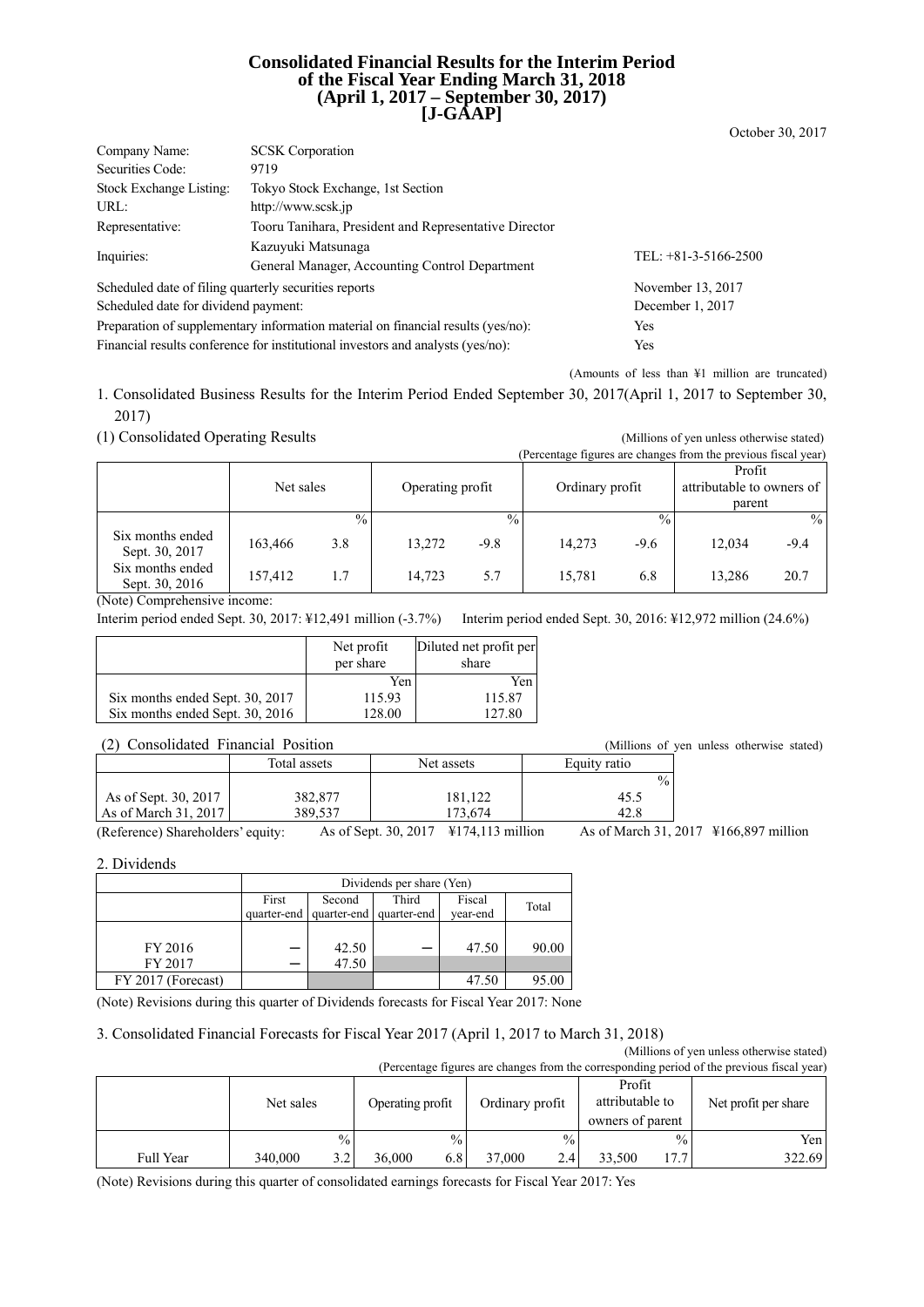# Consolidated Financial Results for the Interim Period of the Fiscal Year Ending March 31, 2018 (April 1, 2017 – September 30, 2017) [J-GAAP]

October 30, 2017

| | | |
|---|---|---|
| Company Name: | SCSK Corporation | |
| Securities Code: | 9719 | |
| Stock Exchange Listing: | Tokyo Stock Exchange, 1st Section | |
| URL: | http://www.scsk.jp | |
| Representative: | Tooru Tanihara, President and Representative Director | |
| Inquiries: | Kazuyuki Matsunaga<br>General Manager, Accounting Control Department | TEL: +81-3-5166-2500 |

| | |
|---|---|
| Scheduled date of filing quarterly securities reports | November 13, 2017 |
| Scheduled date for dividend payment: | December 1, 2017 |
| Preparation of supplementary information material on financial results (yes/no): | Yes |
| Financial results conference for institutional investors and analysts (yes/no): | Yes |

(Amounts of less than ¥1 million are truncated)

## 1. Consolidated Business Results for the Interim Period Ended September 30, 2017(April 1, 2017 to September 30, 2017)

### (1) Consolidated Operating Results

(Millions of yen unless otherwise stated)
(Percentage figures are changes from the previous fiscal year)

| | Net sales | | Operating profit | | Ordinary profit | | Profit attributable to owners of parent | |
|---|---|---|---|---|---|---|---|---|
| | | % | | % | | % | | % |
| Six months ended Sept. 30, 2017 | 163,466 | 3.8 | 13,272 | -9.8 | 14,273 | -9.6 | 12,034 | -9.4 |
| Six months ended Sept. 30, 2016 | 157,412 | 1.7 | 14,723 | 5.7 | 15,781 | 6.8 | 13,286 | 20.7 |

(Note) Comprehensive income:
Interim period ended Sept. 30, 2017: ¥12,491 million (-3.7%) Interim period ended Sept. 30, 2016: ¥12,972 million (24.6%)

| | Net profit per share | Diluted net profit per share |
|---|---|---|
| | Yen | Yen |
| Six months ended Sept. 30, 2017 | 115.93 | 115.87 |
| Six months ended Sept. 30, 2016 | 128.00 | 127.80 |

### (2) Consolidated Financial Position

(Millions of yen unless otherwise stated)

| | Total assets | Net assets | Equity ratio |
|---|---|---|---|
| | | | % |
| As of Sept. 30, 2017 | 382,877 | 181,122 | 45.5 |
| As of March 31, 2017 | 389,537 | 173,674 | 42.8 |

(Reference) Shareholders' equity: As of Sept. 30, 2017 ¥174,113 million As of March 31, 2017 ¥166,897 million

## 2. Dividends

| | Dividends per share (Yen) | | | | |
|---|---|---|---|---|---|
| | First quarter-end | Second quarter-end | Third quarter-end | Fiscal year-end | Total |
| FY 2016 | − | 42.50 | − | 47.50 | 90.00 |
| FY 2017 | − | 47.50 | | | |
| FY 2017 (Forecast) | | | | 47.50 | 95.00 |

(Note) Revisions during this quarter of Dividends forecasts for Fiscal Year 2017: None

## 3. Consolidated Financial Forecasts for Fiscal Year 2017 (April 1, 2017 to March 31, 2018)

(Millions of yen unless otherwise stated)
(Percentage figures are changes from the corresponding period of the previous fiscal year)

| | Net sales | | Operating profit | | Ordinary profit | | Profit attributable to owners of parent | | Net profit per share |
|---|---|---|---|---|---|---|---|---|---|
| | | % | | % | | % | | % | Yen |
| Full Year | 340,000 | 3.2 | 36,000 | 6.8 | 37,000 | 2.4 | 33,500 | 17.7 | 322.69 |

(Note) Revisions during this quarter of consolidated earnings forecasts for Fiscal Year 2017: Yes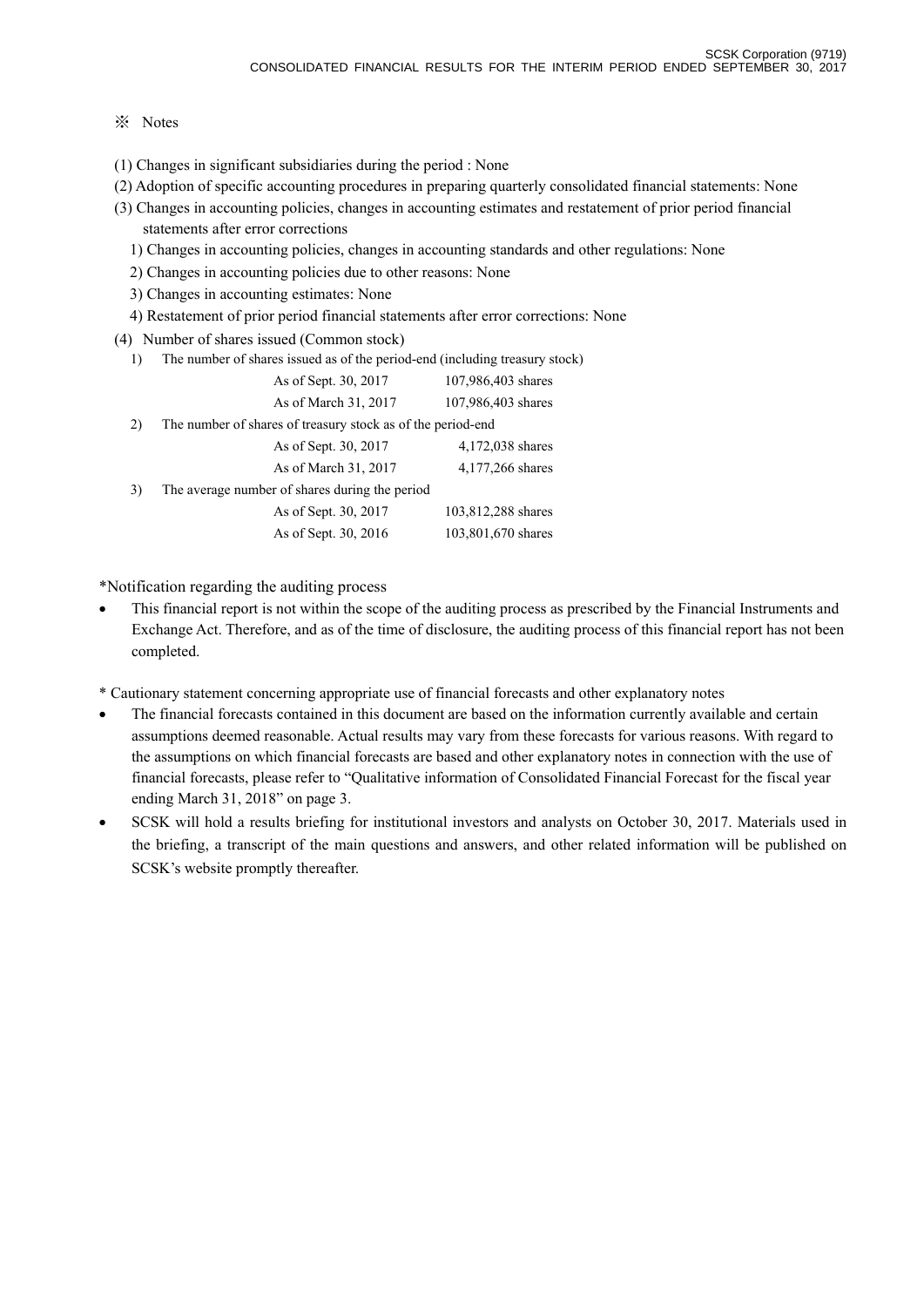※ Notes

(1) Changes in significant subsidiaries during the period : None

(2) Adoption of specific accounting procedures in preparing quarterly consolidated financial statements: None

(3) Changes in accounting policies, changes in accounting estimates and restatement of prior period financial statements after error corrections

1) Changes in accounting policies, changes in accounting standards and other regulations: None

2) Changes in accounting policies due to other reasons: None

3) Changes in accounting estimates: None

4) Restatement of prior period financial statements after error corrections: None

(4) Number of shares issued (Common stock)

1) The number of shares issued as of the period-end (including treasury stock)

| | |
|---|---|
| As of Sept. 30, 2017 | 107,986,403 shares |
| As of March 31, 2017 | 107,986,403 shares |

2) The number of shares of treasury stock as of the period-end

| | |
|---|---|
| As of Sept. 30, 2017 | 4,172,038 shares |
| As of March 31, 2017 | 4,177,266 shares |

3) The average number of shares during the period

| | |
|---|---|
| As of Sept. 30, 2017 | 103,812,288 shares |
| As of Sept. 30, 2016 | 103,801,670 shares |

*Notification regarding the auditing process

- This financial report is not within the scope of the auditing process as prescribed by the Financial Instruments and Exchange Act. Therefore, and as of the time of disclosure, the auditing process of this financial report has not been completed.

* Cautionary statement concerning appropriate use of financial forecasts and other explanatory notes

- The financial forecasts contained in this document are based on the information currently available and certain assumptions deemed reasonable. Actual results may vary from these forecasts for various reasons. With regard to the assumptions on which financial forecasts are based and other explanatory notes in connection with the use of financial forecasts, please refer to "Qualitative information of Consolidated Financial Forecast for the fiscal year ending March 31, 2018" on page 3.
- SCSK will hold a results briefing for institutional investors and analysts on October 30, 2017. Materials used in the briefing, a transcript of the main questions and answers, and other related information will be published on SCSK's website promptly thereafter.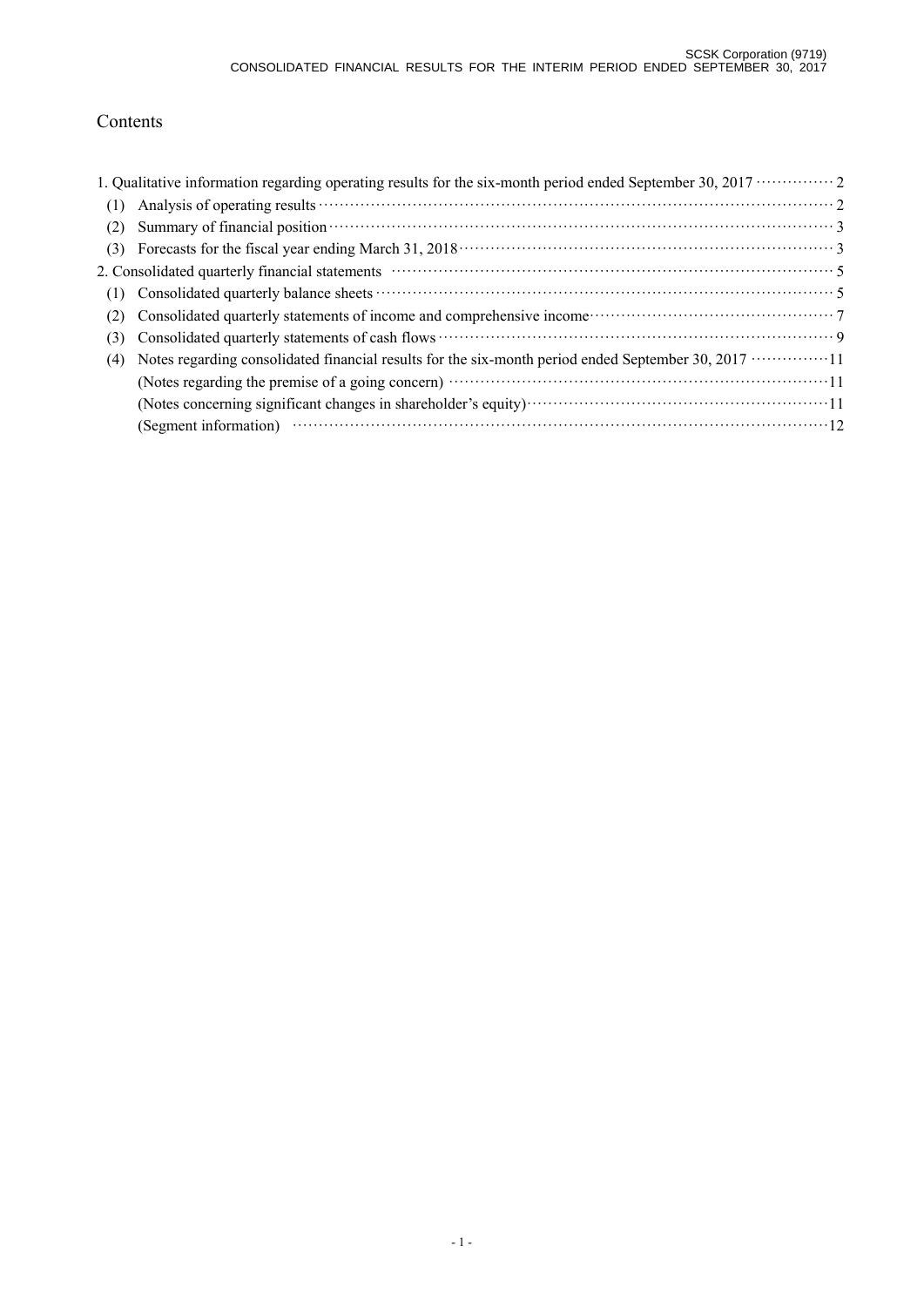# Contents

1. Qualitative information regarding operating results for the six-month period ended September 30, 2017 ··············· 2
   - (1) Analysis of operating results ··· 2
   - (2) Summary of financial position ··· 3
   - (3) Forecasts for the fiscal year ending March 31, 2018 ··· 3
2. Consolidated quarterly financial statements ··· 5
   - (1) Consolidated quarterly balance sheets ··· 5
   - (2) Consolidated quarterly statements of income and comprehensive income ··· 7
   - (3) Consolidated quarterly statements of cash flows ··· 9
   - (4) Notes regarding consolidated financial results for the six-month period ended September 30, 2017 ··· 11
     - (Notes regarding the premise of a going concern) ··· 11
     - (Notes concerning significant changes in shareholder's equity) ··· 11
     - (Segment information) ··· 12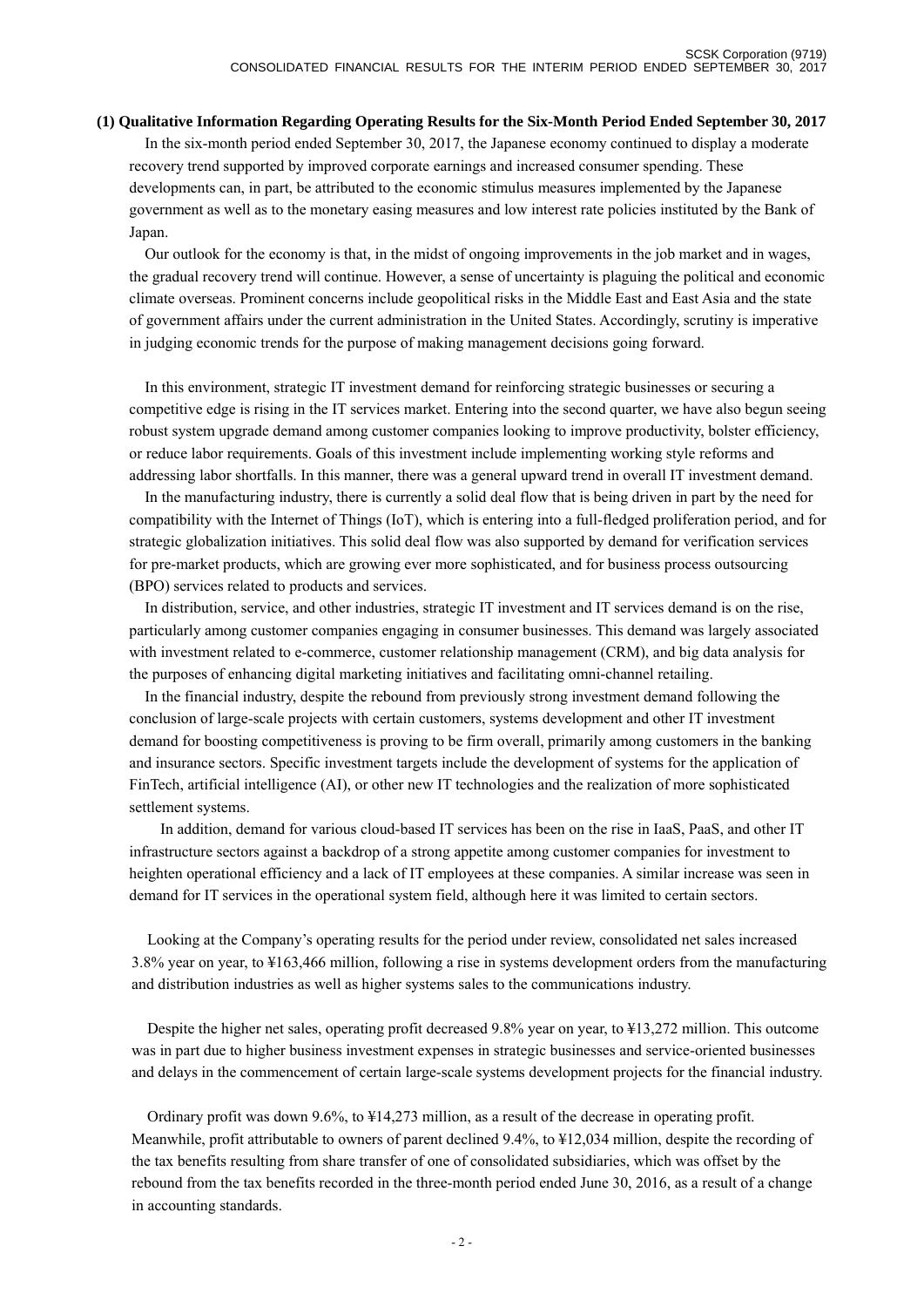### (1) Qualitative Information Regarding Operating Results for the Six-Month Period Ended September 30, 2017

In the six-month period ended September 30, 2017, the Japanese economy continued to display a moderate recovery trend supported by improved corporate earnings and increased consumer spending. These developments can, in part, be attributed to the economic stimulus measures implemented by the Japanese government as well as to the monetary easing measures and low interest rate policies instituted by the Bank of Japan.

Our outlook for the economy is that, in the midst of ongoing improvements in the job market and in wages, the gradual recovery trend will continue. However, a sense of uncertainty is plaguing the political and economic climate overseas. Prominent concerns include geopolitical risks in the Middle East and East Asia and the state of government affairs under the current administration in the United States. Accordingly, scrutiny is imperative in judging economic trends for the purpose of making management decisions going forward.

In this environment, strategic IT investment demand for reinforcing strategic businesses or securing a competitive edge is rising in the IT services market. Entering into the second quarter, we have also begun seeing robust system upgrade demand among customer companies looking to improve productivity, bolster efficiency, or reduce labor requirements. Goals of this investment include implementing working style reforms and addressing labor shortfalls. In this manner, there was a general upward trend in overall IT investment demand.

In the manufacturing industry, there is currently a solid deal flow that is being driven in part by the need for compatibility with the Internet of Things (IoT), which is entering into a full-fledged proliferation period, and for strategic globalization initiatives. This solid deal flow was also supported by demand for verification services for pre-market products, which are growing ever more sophisticated, and for business process outsourcing (BPO) services related to products and services.

In distribution, service, and other industries, strategic IT investment and IT services demand is on the rise, particularly among customer companies engaging in consumer businesses. This demand was largely associated with investment related to e-commerce, customer relationship management (CRM), and big data analysis for the purposes of enhancing digital marketing initiatives and facilitating omni-channel retailing.

In the financial industry, despite the rebound from previously strong investment demand following the conclusion of large-scale projects with certain customers, systems development and other IT investment demand for boosting competitiveness is proving to be firm overall, primarily among customers in the banking and insurance sectors. Specific investment targets include the development of systems for the application of FinTech, artificial intelligence (AI), or other new IT technologies and the realization of more sophisticated settlement systems.

In addition, demand for various cloud-based IT services has been on the rise in IaaS, PaaS, and other IT infrastructure sectors against a backdrop of a strong appetite among customer companies for investment to heighten operational efficiency and a lack of IT employees at these companies. A similar increase was seen in demand for IT services in the operational system field, although here it was limited to certain sectors.

Looking at the Company's operating results for the period under review, consolidated net sales increased 3.8% year on year, to ¥163,466 million, following a rise in systems development orders from the manufacturing and distribution industries as well as higher systems sales to the communications industry.

Despite the higher net sales, operating profit decreased 9.8% year on year, to ¥13,272 million. This outcome was in part due to higher business investment expenses in strategic businesses and service-oriented businesses and delays in the commencement of certain large-scale systems development projects for the financial industry.

Ordinary profit was down 9.6%, to ¥14,273 million, as a result of the decrease in operating profit. Meanwhile, profit attributable to owners of parent declined 9.4%, to ¥12,034 million, despite the recording of the tax benefits resulting from share transfer of one of consolidated subsidiaries, which was offset by the rebound from the tax benefits recorded in the three-month period ended June 30, 2016, as a result of a change in accounting standards.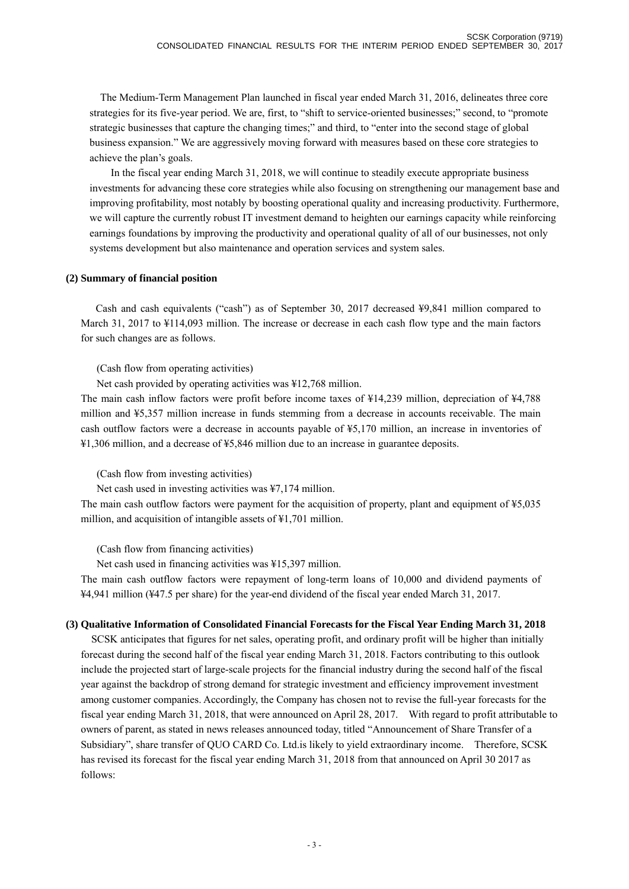The Medium-Term Management Plan launched in fiscal year ended March 31, 2016, delineates three core strategies for its five-year period. We are, first, to "shift to service-oriented businesses;" second, to "promote strategic businesses that capture the changing times;" and third, to "enter into the second stage of global business expansion." We are aggressively moving forward with measures based on these core strategies to achieve the plan's goals.

In the fiscal year ending March 31, 2018, we will continue to steadily execute appropriate business investments for advancing these core strategies while also focusing on strengthening our management base and improving profitability, most notably by boosting operational quality and increasing productivity. Furthermore, we will capture the currently robust IT investment demand to heighten our earnings capacity while reinforcing earnings foundations by improving the productivity and operational quality of all of our businesses, not only systems development but also maintenance and operation services and system sales.

**(2) Summary of financial position**

Cash and cash equivalents ("cash") as of September 30, 2017 decreased ¥9,841 million compared to March 31, 2017 to ¥114,093 million. The increase or decrease in each cash flow type and the main factors for such changes are as follows.

(Cash flow from operating activities)

Net cash provided by operating activities was ¥12,768 million.

The main cash inflow factors were profit before income taxes of ¥14,239 million, depreciation of ¥4,788 million and ¥5,357 million increase in funds stemming from a decrease in accounts receivable. The main cash outflow factors were a decrease in accounts payable of ¥5,170 million, an increase in inventories of ¥1,306 million, and a decrease of ¥5,846 million due to an increase in guarantee deposits.

(Cash flow from investing activities)

Net cash used in investing activities was ¥7,174 million.

The main cash outflow factors were payment for the acquisition of property, plant and equipment of ¥5,035 million, and acquisition of intangible assets of ¥1,701 million.

(Cash flow from financing activities)

Net cash used in financing activities was ¥15,397 million.

The main cash outflow factors were repayment of long-term loans of 10,000 and dividend payments of ¥4,941 million (¥47.5 per share) for the year-end dividend of the fiscal year ended March 31, 2017.

**(3) Qualitative Information of Consolidated Financial Forecasts for the Fiscal Year Ending March 31, 2018**

SCSK anticipates that figures for net sales, operating profit, and ordinary profit will be higher than initially forecast during the second half of the fiscal year ending March 31, 2018. Factors contributing to this outlook include the projected start of large-scale projects for the financial industry during the second half of the fiscal year against the backdrop of strong demand for strategic investment and efficiency improvement investment among customer companies. Accordingly, the Company has chosen not to revise the full-year forecasts for the fiscal year ending March 31, 2018, that were announced on April 28, 2017. With regard to profit attributable to owners of parent, as stated in news releases announced today, titled "Announcement of Share Transfer of a Subsidiary", share transfer of QUO CARD Co. Ltd.is likely to yield extraordinary income. Therefore, SCSK has revised its forecast for the fiscal year ending March 31, 2018 from that announced on April 30 2017 as follows: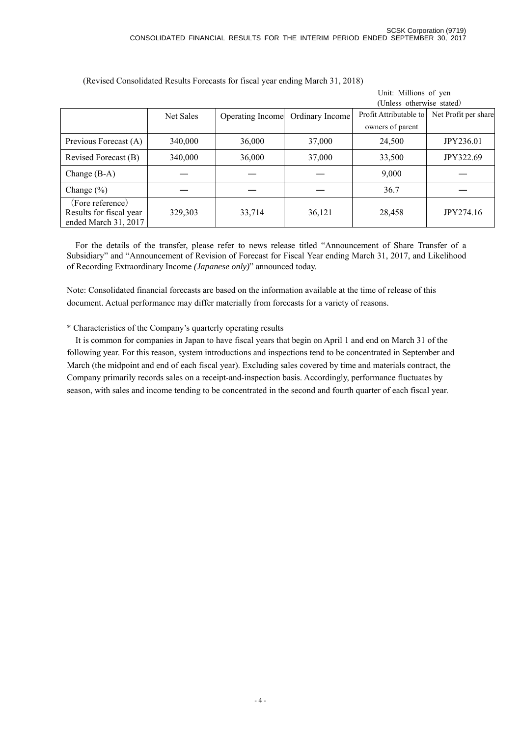(Revised Consolidated Results Forecasts for fiscal year ending March 31, 2018)

Unit: Millions of yen
(Unless otherwise stated)

| | Net Sales | Operating Income | Ordinary Income | Profit Attributable to owners of parent | Net Profit per share |
|---|---|---|---|---|---|
| Previous Forecast (A) | 340,000 | 36,000 | 37,000 | 24,500 | JPY236.01 |
| Revised Forecast (B) | 340,000 | 36,000 | 37,000 | 33,500 | JPY322.69 |
| Change (B-A) | ― | ― | ― | 9,000 | ― |
| Change (%) | ― | ― | ― | 36.7 | ― |
| (Fore reference) Results for fiscal year ended March 31, 2017 | 329,303 | 33,714 | 36,121 | 28,458 | JPY274.16 |

For the details of the transfer, please refer to news release titled "Announcement of Share Transfer of a Subsidiary" and "Announcement of Revision of Forecast for Fiscal Year ending March 31, 2017, and Likelihood of Recording Extraordinary Income *(Japanese only)*" announced today.

Note: Consolidated financial forecasts are based on the information available at the time of release of this document. Actual performance may differ materially from forecasts for a variety of reasons.

* Characteristics of the Company's quarterly operating results

It is common for companies in Japan to have fiscal years that begin on April 1 and end on March 31 of the following year. For this reason, system introductions and inspections tend to be concentrated in September and March (the midpoint and end of each fiscal year). Excluding sales covered by time and materials contract, the Company primarily records sales on a receipt-and-inspection basis. Accordingly, performance fluctuates by season, with sales and income tending to be concentrated in the second and fourth quarter of each fiscal year.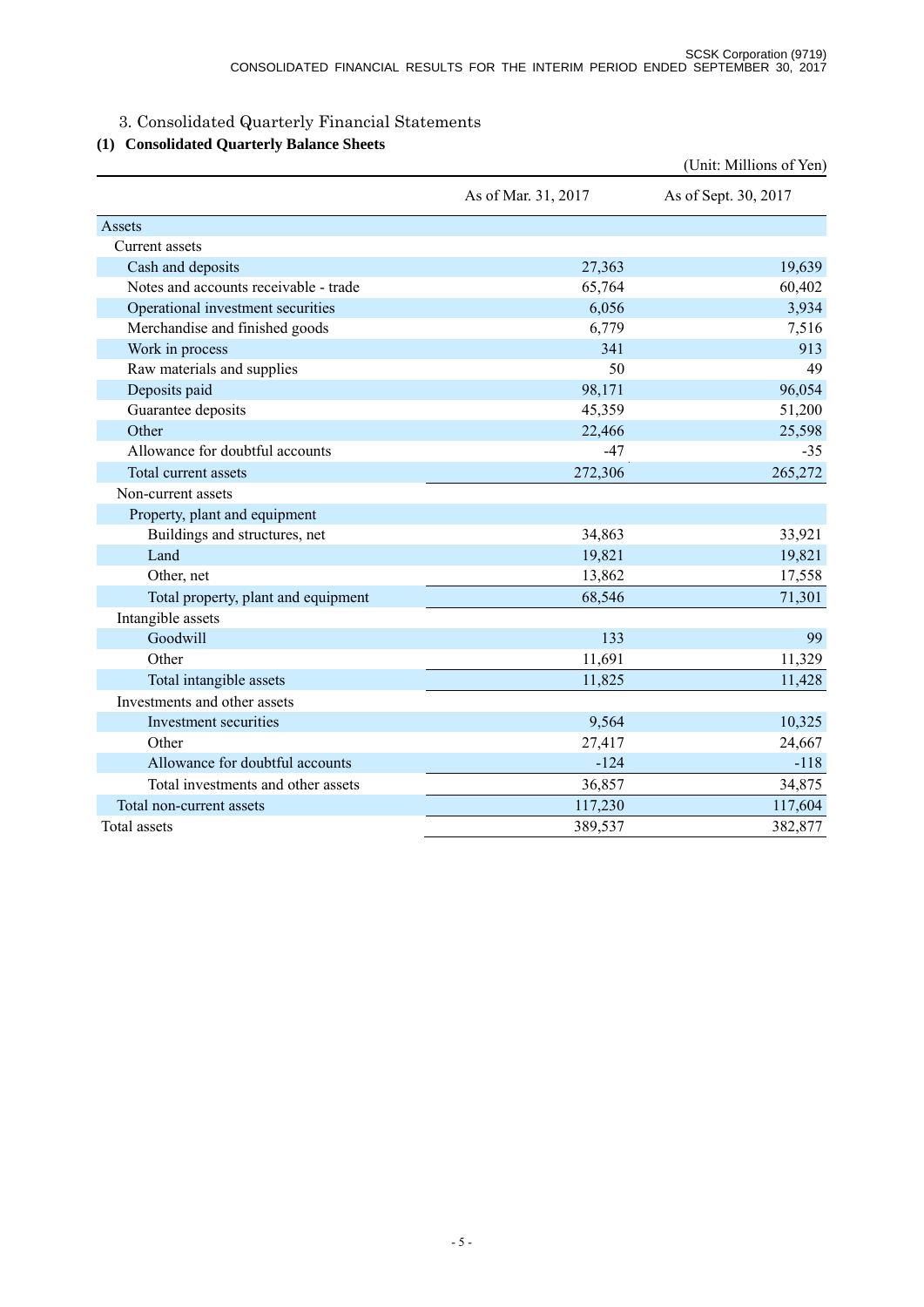## 3. Consolidated Quarterly Financial Statements

### (1) Consolidated Quarterly Balance Sheets

(Unit: Millions of Yen)

| | As of Mar. 31, 2017 | As of Sept. 30, 2017 |
|---|---:|---:|
| Assets | | |
| Current assets | | |
| Cash and deposits | 27,363 | 19,639 |
| Notes and accounts receivable - trade | 65,764 | 60,402 |
| Operational investment securities | 6,056 | 3,934 |
| Merchandise and finished goods | 6,779 | 7,516 |
| Work in process | 341 | 913 |
| Raw materials and supplies | 50 | 49 |
| Deposits paid | 98,171 | 96,054 |
| Guarantee deposits | 45,359 | 51,200 |
| Other | 22,466 | 25,598 |
| Allowance for doubtful accounts | -47 | -35 |
| Total current assets | 272,306 | 265,272 |
| Non-current assets | | |
| Property, plant and equipment | | |
| Buildings and structures, net | 34,863 | 33,921 |
| Land | 19,821 | 19,821 |
| Other, net | 13,862 | 17,558 |
| Total property, plant and equipment | 68,546 | 71,301 |
| Intangible assets | | |
| Goodwill | 133 | 99 |
| Other | 11,691 | 11,329 |
| Total intangible assets | 11,825 | 11,428 |
| Investments and other assets | | |
| Investment securities | 9,564 | 10,325 |
| Other | 27,417 | 24,667 |
| Allowance for doubtful accounts | -124 | -118 |
| Total investments and other assets | 36,857 | 34,875 |
| Total non-current assets | 117,230 | 117,604 |
| Total assets | 389,537 | 382,877 |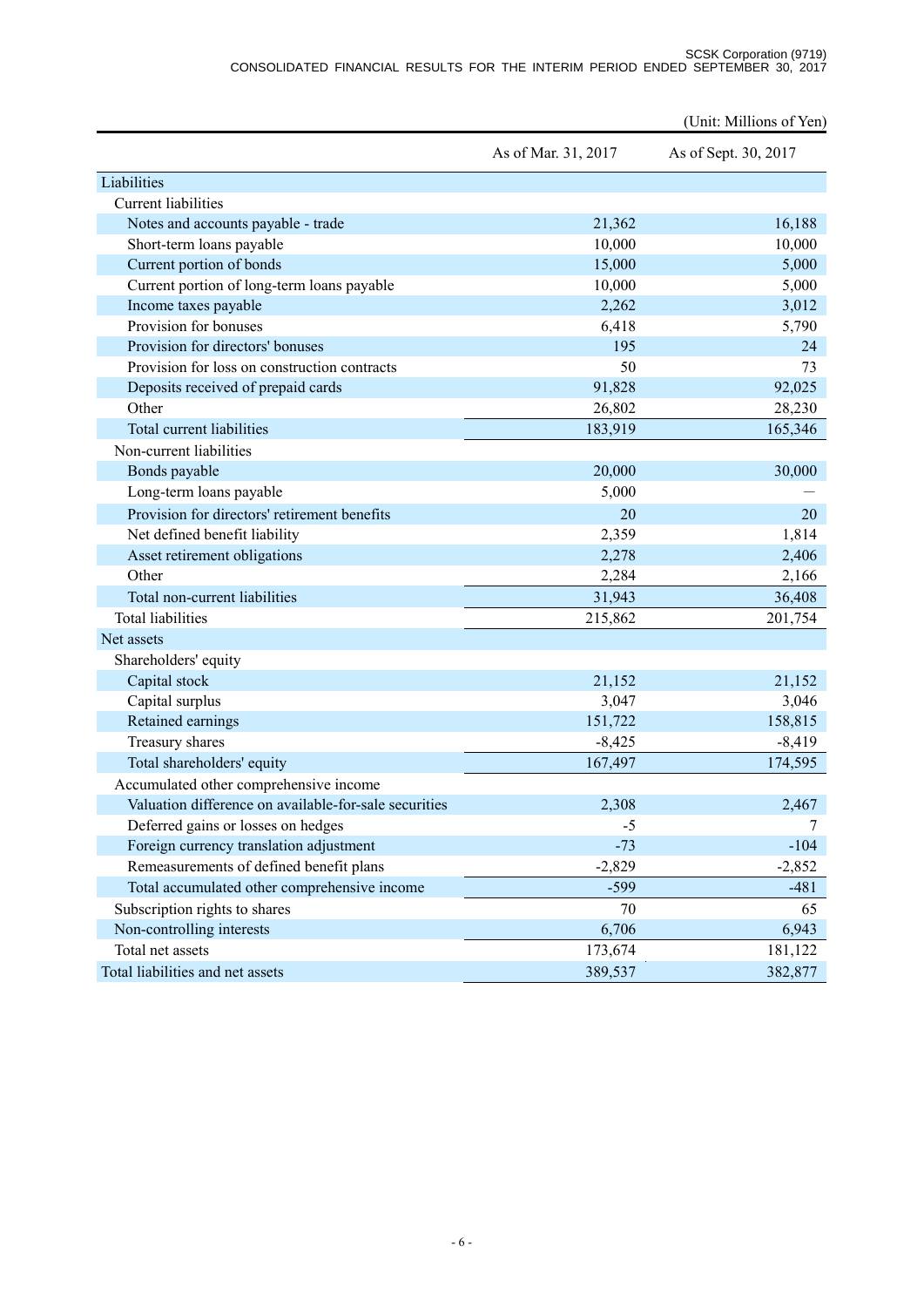(Unit: Millions of Yen)

| | As of Mar. 31, 2017 | As of Sept. 30, 2017 |
|---|---|---|
| Liabilities | | |
| Current liabilities | | |
| Notes and accounts payable - trade | 21,362 | 16,188 |
| Short-term loans payable | 10,000 | 10,000 |
| Current portion of bonds | 15,000 | 5,000 |
| Current portion of long-term loans payable | 10,000 | 5,000 |
| Income taxes payable | 2,262 | 3,012 |
| Provision for bonuses | 6,418 | 5,790 |
| Provision for directors' bonuses | 195 | 24 |
| Provision for loss on construction contracts | 50 | 73 |
| Deposits received of prepaid cards | 91,828 | 92,025 |
| Other | 26,802 | 28,230 |
| Total current liabilities | 183,919 | 165,346 |
| Non-current liabilities | | |
| Bonds payable | 20,000 | 30,000 |
| Long-term loans payable | 5,000 | — |
| Provision for directors' retirement benefits | 20 | 20 |
| Net defined benefit liability | 2,359 | 1,814 |
| Asset retirement obligations | 2,278 | 2,406 |
| Other | 2,284 | 2,166 |
| Total non-current liabilities | 31,943 | 36,408 |
| Total liabilities | 215,862 | 201,754 |
| Net assets | | |
| Shareholders' equity | | |
| Capital stock | 21,152 | 21,152 |
| Capital surplus | 3,047 | 3,046 |
| Retained earnings | 151,722 | 158,815 |
| Treasury shares | -8,425 | -8,419 |
| Total shareholders' equity | 167,497 | 174,595 |
| Accumulated other comprehensive income | | |
| Valuation difference on available-for-sale securities | 2,308 | 2,467 |
| Deferred gains or losses on hedges | -5 | 7 |
| Foreign currency translation adjustment | -73 | -104 |
| Remeasurements of defined benefit plans | -2,829 | -2,852 |
| Total accumulated other comprehensive income | -599 | -481 |
| Subscription rights to shares | 70 | 65 |
| Non-controlling interests | 6,706 | 6,943 |
| Total net assets | 173,674 | 181,122 |
| Total liabilities and net assets | 389,537 | 382,877 |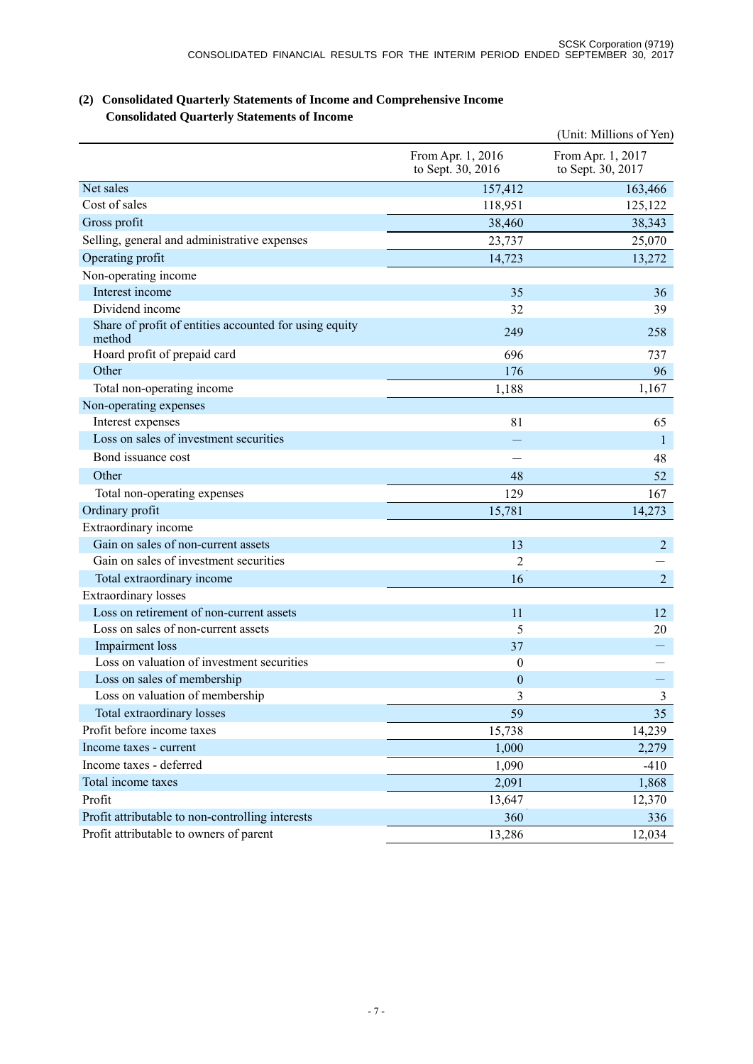### (2) Consolidated Quarterly Statements of Income and Comprehensive Income

**Consolidated Quarterly Statements of Income**

(Unit: Millions of Yen)

| | From Apr. 1, 2016 to Sept. 30, 2016 | From Apr. 1, 2017 to Sept. 30, 2017 |
|---|---|---|
| Net sales | 157,412 | 163,466 |
| Cost of sales | 118,951 | 125,122 |
| Gross profit | 38,460 | 38,343 |
| Selling, general and administrative expenses | 23,737 | 25,070 |
| Operating profit | 14,723 | 13,272 |
| Non-operating income | | |
| Interest income | 35 | 36 |
| Dividend income | 32 | 39 |
| Share of profit of entities accounted for using equity method | 249 | 258 |
| Hoard profit of prepaid card | 696 | 737 |
| Other | 176 | 96 |
| Total non-operating income | 1,188 | 1,167 |
| Non-operating expenses | | |
| Interest expenses | 81 | 65 |
| Loss on sales of investment securities | — | 1 |
| Bond issuance cost | — | 48 |
| Other | 48 | 52 |
| Total non-operating expenses | 129 | 167 |
| Ordinary profit | 15,781 | 14,273 |
| Extraordinary income | | |
| Gain on sales of non-current assets | 13 | 2 |
| Gain on sales of investment securities | 2 | — |
| Total extraordinary income | 16 | 2 |
| Extraordinary losses | | |
| Loss on retirement of non-current assets | 11 | 12 |
| Loss on sales of non-current assets | 5 | 20 |
| Impairment loss | 37 | — |
| Loss on valuation of investment securities | 0 | — |
| Loss on sales of membership | 0 | — |
| Loss on valuation of membership | 3 | 3 |
| Total extraordinary losses | 59 | 35 |
| Profit before income taxes | 15,738 | 14,239 |
| Income taxes - current | 1,000 | 2,279 |
| Income taxes - deferred | 1,090 | -410 |
| Total income taxes | 2,091 | 1,868 |
| Profit | 13,647 | 12,370 |
| Profit attributable to non-controlling interests | 360 | 336 |
| Profit attributable to owners of parent | 13,286 | 12,034 |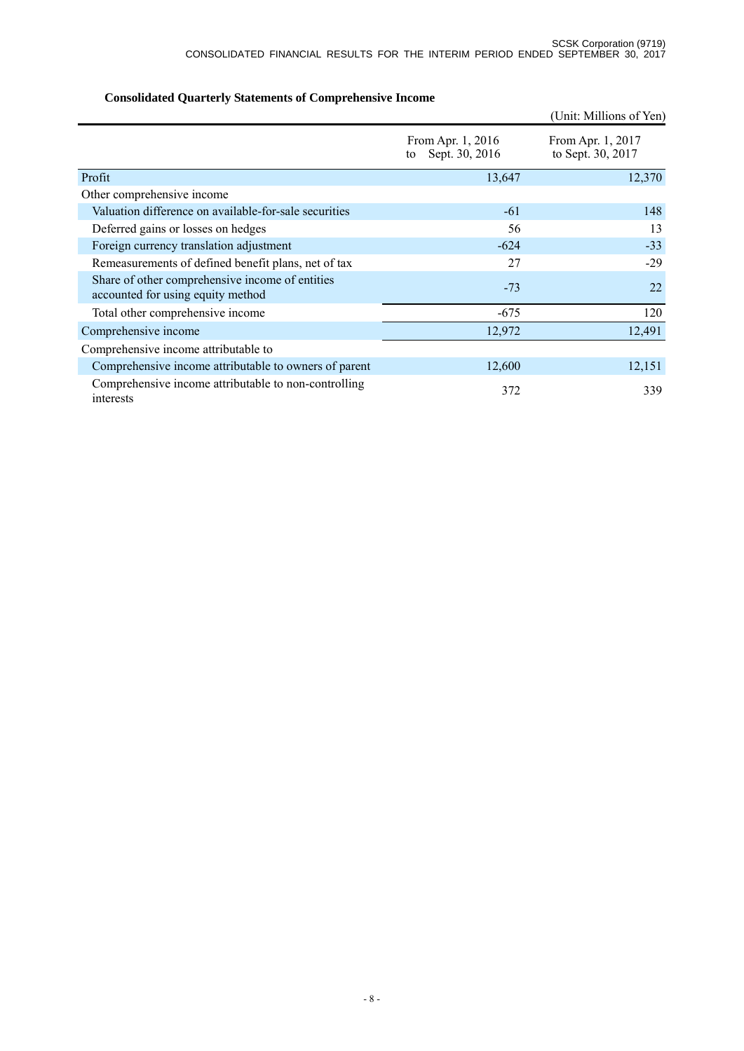## Consolidated Quarterly Statements of Comprehensive Income

(Unit: Millions of Yen)

| | From Apr. 1, 2016 to Sept. 30, 2016 | From Apr. 1, 2017 to Sept. 30, 2017 |
|---|---|---|
| Profit | 13,647 | 12,370 |
| Other comprehensive income | | |
| Valuation difference on available-for-sale securities | -61 | 148 |
| Deferred gains or losses on hedges | 56 | 13 |
| Foreign currency translation adjustment | -624 | -33 |
| Remeasurements of defined benefit plans, net of tax | 27 | -29 |
| Share of other comprehensive income of entities accounted for using equity method | -73 | 22 |
| Total other comprehensive income | -675 | 120 |
| Comprehensive income | 12,972 | 12,491 |
| Comprehensive income attributable to | | |
| Comprehensive income attributable to owners of parent | 12,600 | 12,151 |
| Comprehensive income attributable to non-controlling interests | 372 | 339 |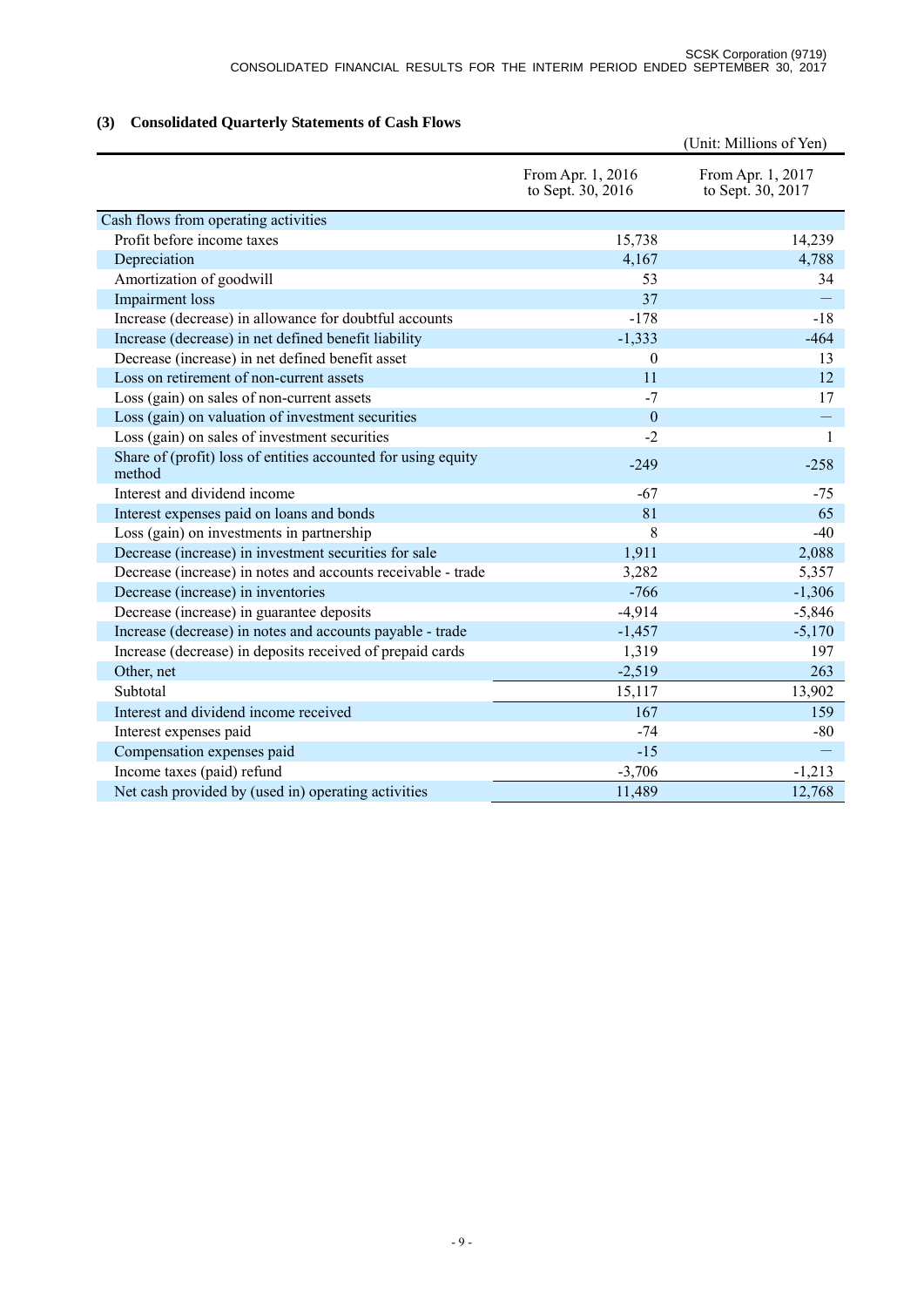### (3) Consolidated Quarterly Statements of Cash Flows

(Unit: Millions of Yen)

| | From Apr. 1, 2016 to Sept. 30, 2016 | From Apr. 1, 2017 to Sept. 30, 2017 |
|---|---|---|
| Cash flows from operating activities | | |
| Profit before income taxes | 15,738 | 14,239 |
| Depreciation | 4,167 | 4,788 |
| Amortization of goodwill | 53 | 34 |
| Impairment loss | 37 | — |
| Increase (decrease) in allowance for doubtful accounts | -178 | -18 |
| Increase (decrease) in net defined benefit liability | -1,333 | -464 |
| Decrease (increase) in net defined benefit asset | 0 | 13 |
| Loss on retirement of non-current assets | 11 | 12 |
| Loss (gain) on sales of non-current assets | -7 | 17 |
| Loss (gain) on valuation of investment securities | 0 | — |
| Loss (gain) on sales of investment securities | -2 | 1 |
| Share of (profit) loss of entities accounted for using equity method | -249 | -258 |
| Interest and dividend income | -67 | -75 |
| Interest expenses paid on loans and bonds | 81 | 65 |
| Loss (gain) on investments in partnership | 8 | -40 |
| Decrease (increase) in investment securities for sale | 1,911 | 2,088 |
| Decrease (increase) in notes and accounts receivable - trade | 3,282 | 5,357 |
| Decrease (increase) in inventories | -766 | -1,306 |
| Decrease (increase) in guarantee deposits | -4,914 | -5,846 |
| Increase (decrease) in notes and accounts payable - trade | -1,457 | -5,170 |
| Increase (decrease) in deposits received of prepaid cards | 1,319 | 197 |
| Other, net | -2,519 | 263 |
| Subtotal | 15,117 | 13,902 |
| Interest and dividend income received | 167 | 159 |
| Interest expenses paid | -74 | -80 |
| Compensation expenses paid | -15 | — |
| Income taxes (paid) refund | -3,706 | -1,213 |
| Net cash provided by (used in) operating activities | 11,489 | 12,768 |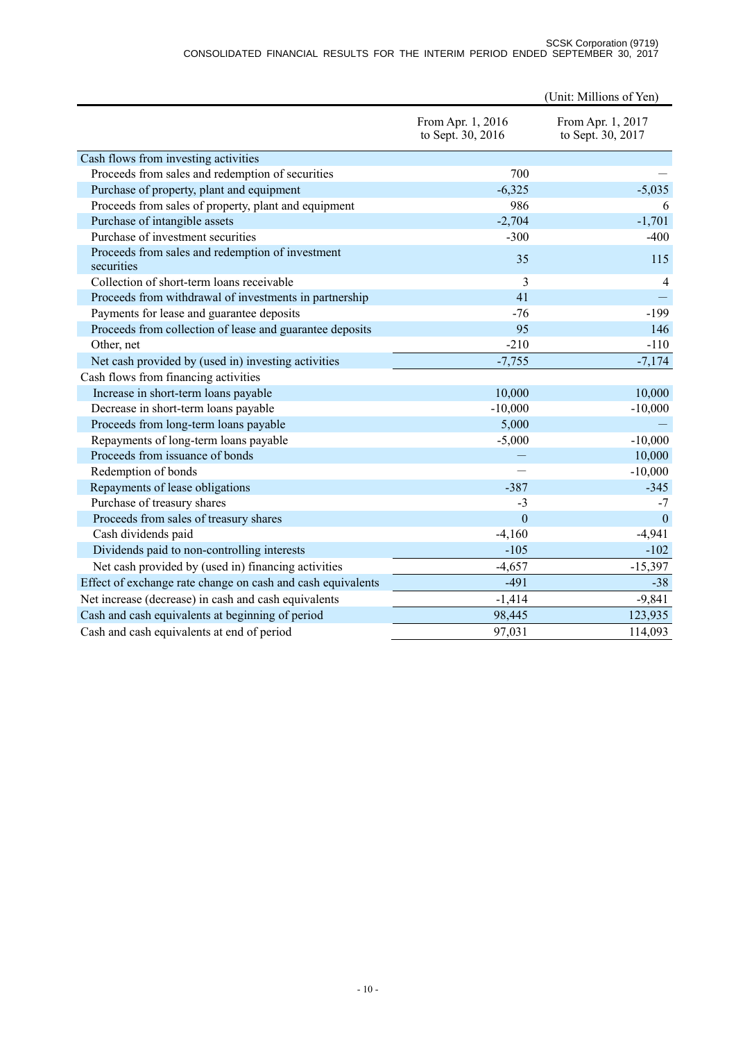(Unit: Millions of Yen)

| | From Apr. 1, 2016 to Sept. 30, 2016 | From Apr. 1, 2017 to Sept. 30, 2017 |
|---|---|---|
| Cash flows from investing activities | | |
| Proceeds from sales and redemption of securities | 700 | — |
| Purchase of property, plant and equipment | -6,325 | -5,035 |
| Proceeds from sales of property, plant and equipment | 986 | 6 |
| Purchase of intangible assets | -2,704 | -1,701 |
| Purchase of investment securities | -300 | -400 |
| Proceeds from sales and redemption of investment securities | 35 | 115 |
| Collection of short-term loans receivable | 3 | 4 |
| Proceeds from withdrawal of investments in partnership | 41 | — |
| Payments for lease and guarantee deposits | -76 | -199 |
| Proceeds from collection of lease and guarantee deposits | 95 | 146 |
| Other, net | -210 | -110 |
| Net cash provided by (used in) investing activities | -7,755 | -7,174 |
| Cash flows from financing activities | | |
| Increase in short-term loans payable | 10,000 | 10,000 |
| Decrease in short-term loans payable | -10,000 | -10,000 |
| Proceeds from long-term loans payable | 5,000 | — |
| Repayments of long-term loans payable | -5,000 | -10,000 |
| Proceeds from issuance of bonds | — | 10,000 |
| Redemption of bonds | — | -10,000 |
| Repayments of lease obligations | -387 | -345 |
| Purchase of treasury shares | -3 | -7 |
| Proceeds from sales of treasury shares | 0 | 0 |
| Cash dividends paid | -4,160 | -4,941 |
| Dividends paid to non-controlling interests | -105 | -102 |
| Net cash provided by (used in) financing activities | -4,657 | -15,397 |
| Effect of exchange rate change on cash and cash equivalents | -491 | -38 |
| Net increase (decrease) in cash and cash equivalents | -1,414 | -9,841 |
| Cash and cash equivalents at beginning of period | 98,445 | 123,935 |
| Cash and cash equivalents at end of period | 97,031 | 114,093 |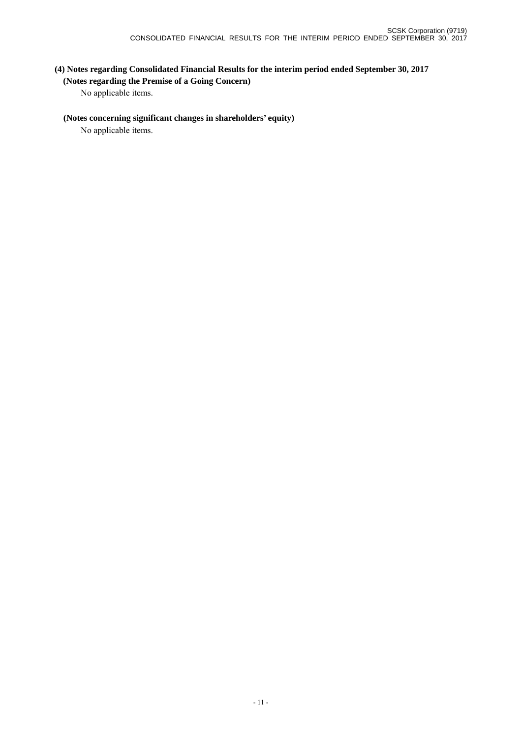### (4) Notes regarding Consolidated Financial Results for the interim period ended September 30, 2017

**(Notes regarding the Premise of a Going Concern)**

No applicable items.

**(Notes concerning significant changes in shareholders' equity)**

No applicable items.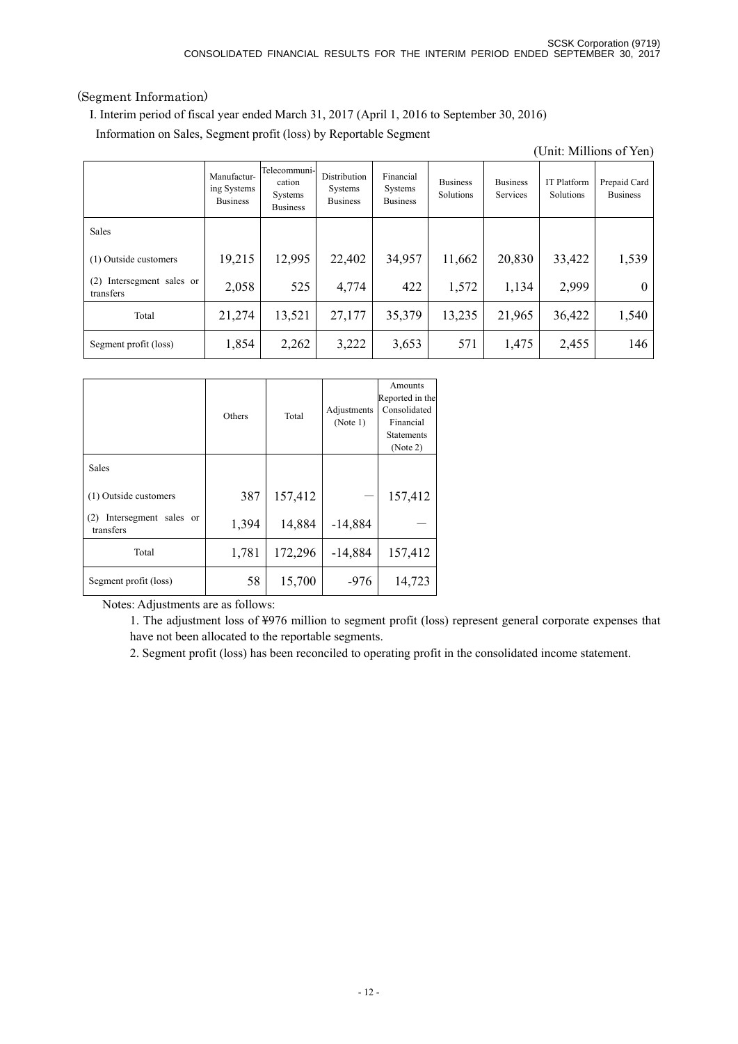(Segment Information)

I. Interim period of fiscal year ended March 31, 2017 (April 1, 2016 to September 30, 2016)

Information on Sales, Segment profit (loss) by Reportable Segment

(Unit: Millions of Yen)

| | Manufacturing Systems Business | Telecommunication Systems Business | Distribution Systems Business | Financial Systems Business | Business Solutions | Business Services | IT Platform Solutions | Prepaid Card Business |
|---|---|---|---|---|---|---|---|---|
| Sales | | | | | | | | |
| (1) Outside customers | 19,215 | 12,995 | 22,402 | 34,957 | 11,662 | 20,830 | 33,422 | 1,539 |
| (2) Intersegment sales or transfers | 2,058 | 525 | 4,774 | 422 | 1,572 | 1,134 | 2,999 | 0 |
| Total | 21,274 | 13,521 | 27,177 | 35,379 | 13,235 | 21,965 | 36,422 | 1,540 |
| Segment profit (loss) | 1,854 | 2,262 | 3,222 | 3,653 | 571 | 1,475 | 2,455 | 146 |

| | Others | Total | Adjustments (Note 1) | Amounts Reported in the Consolidated Financial Statements (Note 2) |
|---|---|---|---|---|
| Sales | | | | |
| (1) Outside customers | 387 | 157,412 | — | 157,412 |
| (2) Intersegment sales or transfers | 1,394 | 14,884 | -14,884 | — |
| Total | 1,781 | 172,296 | -14,884 | 157,412 |
| Segment profit (loss) | 58 | 15,700 | -976 | 14,723 |

Notes: Adjustments are as follows:

1. The adjustment loss of ¥976 million to segment profit (loss) represent general corporate expenses that have not been allocated to the reportable segments.
2. Segment profit (loss) has been reconciled to operating profit in the consolidated income statement.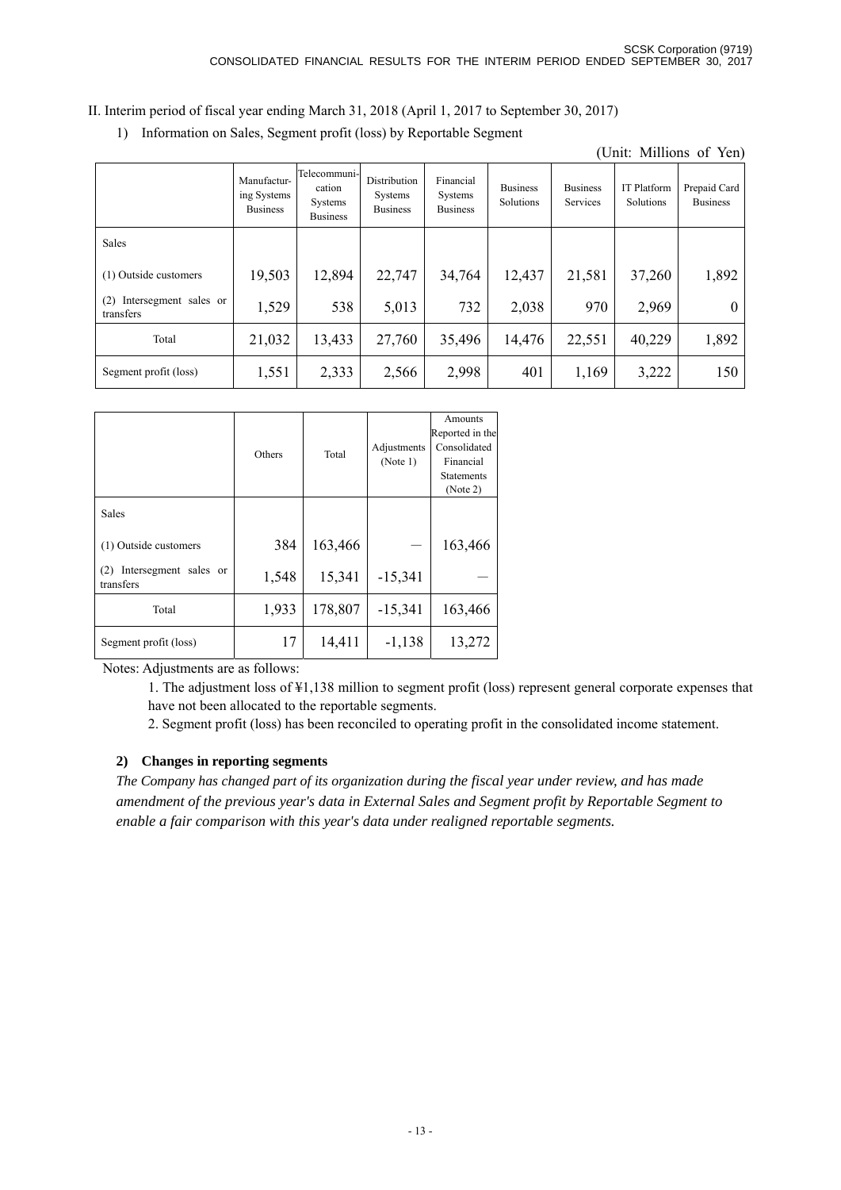II. Interim period of fiscal year ending March 31, 2018 (April 1, 2017 to September 30, 2017)

1) Information on Sales, Segment profit (loss) by Reportable Segment

(Unit: Millions of Yen)

| | Manufacturing Systems Business | Telecommunication Systems Business | Distribution Systems Business | Financial Systems Business | Business Solutions | Business Services | IT Platform Solutions | Prepaid Card Business |
|---|---|---|---|---|---|---|---|---|
| Sales | | | | | | | | |
| (1) Outside customers | 19,503 | 12,894 | 22,747 | 34,764 | 12,437 | 21,581 | 37,260 | 1,892 |
| (2) Intersegment sales or transfers | 1,529 | 538 | 5,013 | 732 | 2,038 | 970 | 2,969 | 0 |
| Total | 21,032 | 13,433 | 27,760 | 35,496 | 14,476 | 22,551 | 40,229 | 1,892 |
| Segment profit (loss) | 1,551 | 2,333 | 2,566 | 2,998 | 401 | 1,169 | 3,222 | 150 |

| | Others | Total | Adjustments (Note 1) | Amounts Reported in the Consolidated Financial Statements (Note 2) |
|---|---|---|---|---|
| Sales | | | | |
| (1) Outside customers | 384 | 163,466 | — | 163,466 |
| (2) Intersegment sales or transfers | 1,548 | 15,341 | -15,341 | — |
| Total | 1,933 | 178,807 | -15,341 | 163,466 |
| Segment profit (loss) | 17 | 14,411 | -1,138 | 13,272 |

Notes: Adjustments are as follows:

1. The adjustment loss of ¥1,138 million to segment profit (loss) represent general corporate expenses that have not been allocated to the reportable segments.
2. Segment profit (loss) has been reconciled to operating profit in the consolidated income statement.

**2) Changes in reporting segments**

*The Company has changed part of its organization during the fiscal year under review, and has made amendment of the previous year's data in External Sales and Segment profit by Reportable Segment to enable a fair comparison with this year's data under realigned reportable segments.*